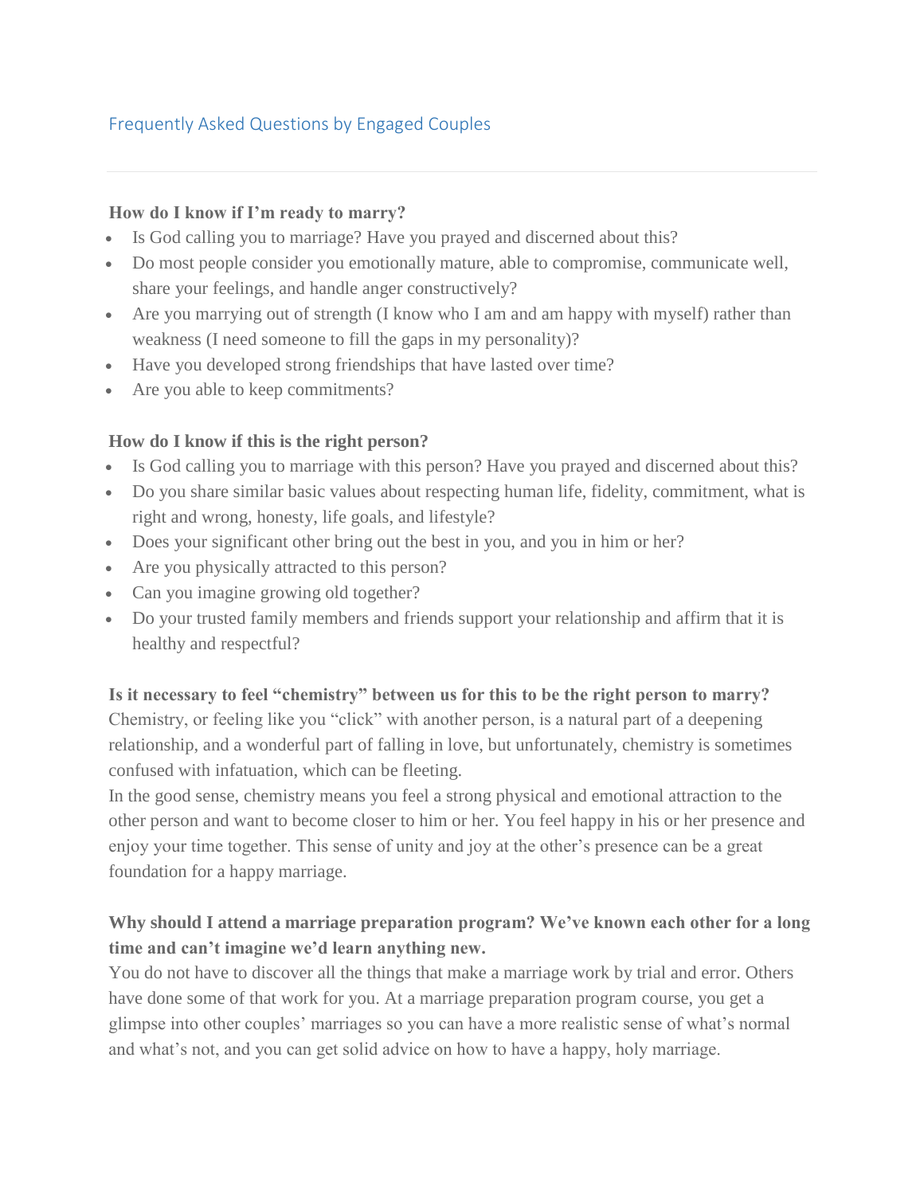# Frequently Asked Questions by Engaged Couples

**How do I know if I'm ready to marry?**

- Is God calling you to marriage? Have you prayed and discerned about this?
- Do most people consider you emotionally mature, able to compromise, communicate well, share your feelings, and handle anger constructively?
- Are you marrying out of strength (I know who I am and am happy with myself) rather than weakness (I need someone to fill the gaps in my personality)?
- Have you developed strong friendships that have lasted over time?
- Are you able to keep commitments?

**How do I know if this is the right person?**

- Is God calling you to marriage with this person? Have you prayed and discerned about this?
- Do you share similar basic values about respecting human life, fidelity, commitment, what is right and wrong, honesty, life goals, and lifestyle?
- Does your significant other bring out the best in you, and you in him or her?
- Are you physically attracted to this person?
- Can you imagine growing old together?
- Do your trusted family members and friends support your relationship and affirm that it is healthy and respectful?

**Is it necessary to feel "chemistry" between us for this to be the right person to marry?**

Chemistry, or feeling like you "click" with another person, is a natural part of a deepening relationship, and a wonderful part of falling in love, but unfortunately, chemistry is sometimes confused with infatuation, which can be fleeting.

In the good sense, chemistry means you feel a strong physical and emotional attraction to the other person and want to become closer to him or her. You feel happy in his or her presence and enjoy your time together. This sense of unity and joy at the other's presence can be a great foundation for a happy marriage.

**Why should I attend a marriage preparation program? We've known each other for a long time and can't imagine we'd learn anything new.**

You do not have to discover all the things that make a marriage work by trial and error. Others have done some of that work for you. At a marriage preparation program course, you get a glimpse into other couples' marriages so you can have a more realistic sense of what's normal and what's not, and you can get solid advice on how to have a happy, holy marriage.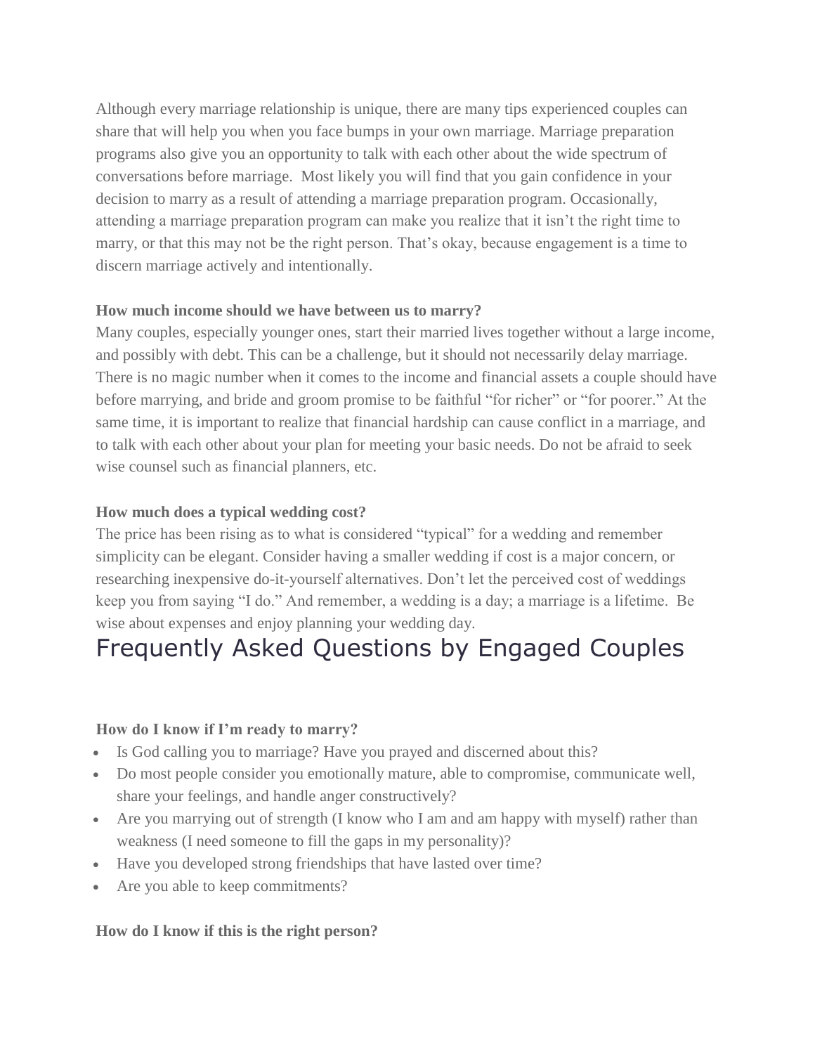Although every marriage relationship is unique, there are many tips experienced couples can share that will help you when you face bumps in your own marriage. Marriage preparation programs also give you an opportunity to talk with each other about the wide spectrum of conversations before marriage. Most likely you will find that you gain confidence in your decision to marry as a result of attending a marriage preparation program. Occasionally, attending a marriage preparation program can make you realize that it isn't the right time to marry, or that this may not be the right person. That's okay, because engagement is a time to discern marriage actively and intentionally.

**How much income should we have between us to marry?**

Many couples, especially younger ones, start their married lives together without a large income, and possibly with debt. This can be a challenge, but it should not necessarily delay marriage. There is no magic number when it comes to the income and financial assets a couple should have before marrying, and bride and groom promise to be faithful "for richer" or "for poorer." At the same time, it is important to realize that financial hardship can cause conflict in a marriage, and to talk with each other about your plan for meeting your basic needs. Do not be afraid to seek wise counsel such as financial planners, etc.

**How much does a typical wedding cost?**

The price has been rising as to what is considered "typical" for a wedding and remember simplicity can be elegant. Consider having a smaller wedding if cost is a major concern, or researching inexpensive do-it-yourself alternatives. Don't let the perceived cost of weddings keep you from saying "I do." And remember, a wedding is a day; a marriage is a lifetime. Be wise about expenses and enjoy planning your wedding day.

# Frequently Asked Questions by Engaged Couples

**How do I know if I'm ready to marry?**

- Is God calling you to marriage? Have you prayed and discerned about this?
- Do most people consider you emotionally mature, able to compromise, communicate well, share your feelings, and handle anger constructively?
- Are you marrying out of strength (I know who I am and am happy with myself) rather than weakness (I need someone to fill the gaps in my personality)?
- Have you developed strong friendships that have lasted over time?
- Are you able to keep commitments?

**How do I know if this is the right person?**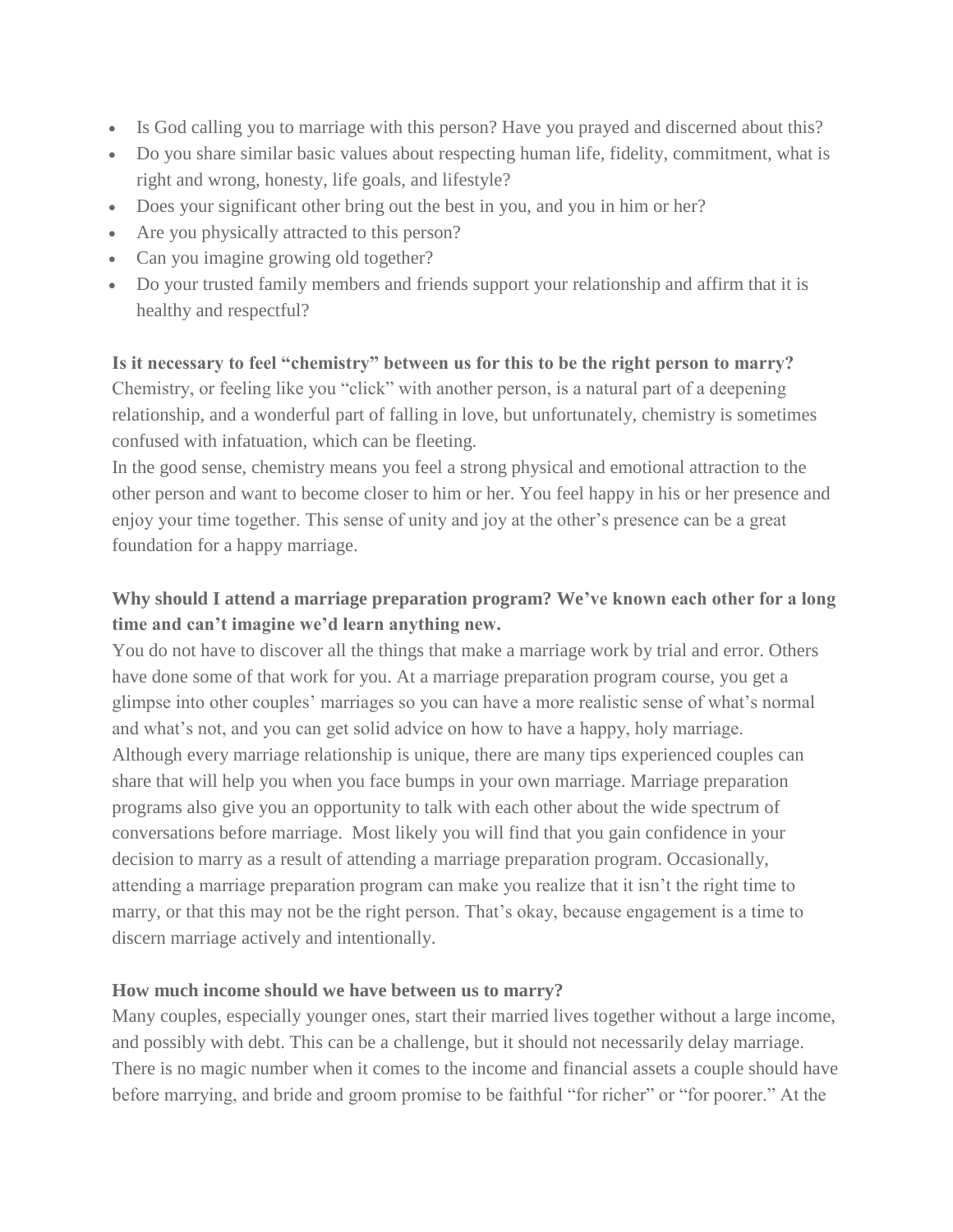- Is God calling you to marriage with this person? Have you prayed and discerned about this?
- Do you share similar basic values about respecting human life, fidelity, commitment, what is right and wrong, honesty, life goals, and lifestyle?
- Does your significant other bring out the best in you, and you in him or her?
- Are you physically attracted to this person?
- Can you imagine growing old together?
- Do your trusted family members and friends support your relationship and affirm that it is healthy and respectful?

**Is it necessary to feel "chemistry" between us for this to be the right person to marry?**
Chemistry, or feeling like you "click" with another person, is a natural part of a deepening relationship, and a wonderful part of falling in love, but unfortunately, chemistry is sometimes confused with infatuation, which can be fleeting.
In the good sense, chemistry means you feel a strong physical and emotional attraction to the other person and want to become closer to him or her. You feel happy in his or her presence and enjoy your time together. This sense of unity and joy at the other's presence can be a great foundation for a happy marriage.

**Why should I attend a marriage preparation program? We've known each other for a long time and can't imagine we'd learn anything new.**
You do not have to discover all the things that make a marriage work by trial and error. Others have done some of that work for you. At a marriage preparation program course, you get a glimpse into other couples' marriages so you can have a more realistic sense of what's normal and what's not, and you can get solid advice on how to have a happy, holy marriage.
Although every marriage relationship is unique, there are many tips experienced couples can share that will help you when you face bumps in your own marriage. Marriage preparation programs also give you an opportunity to talk with each other about the wide spectrum of conversations before marriage. Most likely you will find that you gain confidence in your decision to marry as a result of attending a marriage preparation program. Occasionally, attending a marriage preparation program can make you realize that it isn't the right time to marry, or that this may not be the right person. That's okay, because engagement is a time to discern marriage actively and intentionally.

**How much income should we have between us to marry?**
Many couples, especially younger ones, start their married lives together without a large income, and possibly with debt. This can be a challenge, but it should not necessarily delay marriage. There is no magic number when it comes to the income and financial assets a couple should have before marrying, and bride and groom promise to be faithful "for richer" or "for poorer." At the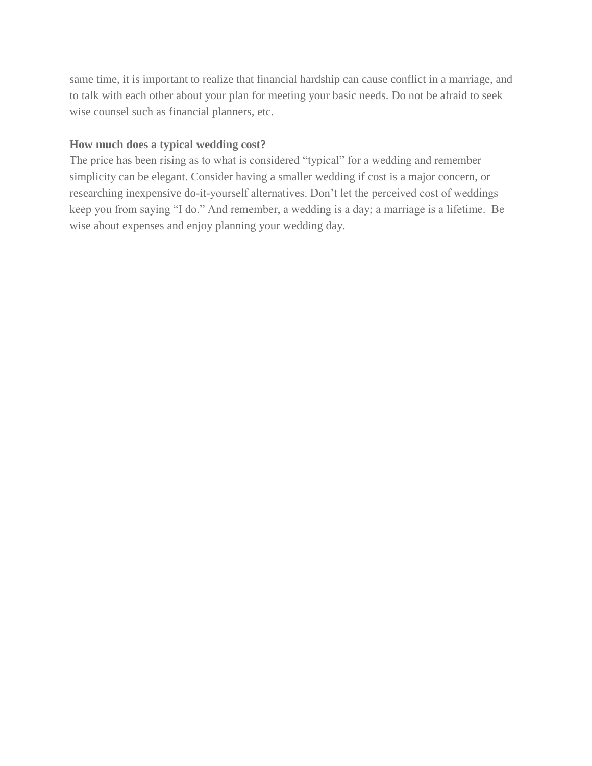same time, it is important to realize that financial hardship can cause conflict in a marriage, and to talk with each other about your plan for meeting your basic needs. Do not be afraid to seek wise counsel such as financial planners, etc.

**How much does a typical wedding cost?**

The price has been rising as to what is considered "typical" for a wedding and remember simplicity can be elegant. Consider having a smaller wedding if cost is a major concern, or researching inexpensive do-it-yourself alternatives. Don't let the perceived cost of weddings keep you from saying "I do." And remember, a wedding is a day; a marriage is a lifetime. Be wise about expenses and enjoy planning your wedding day.